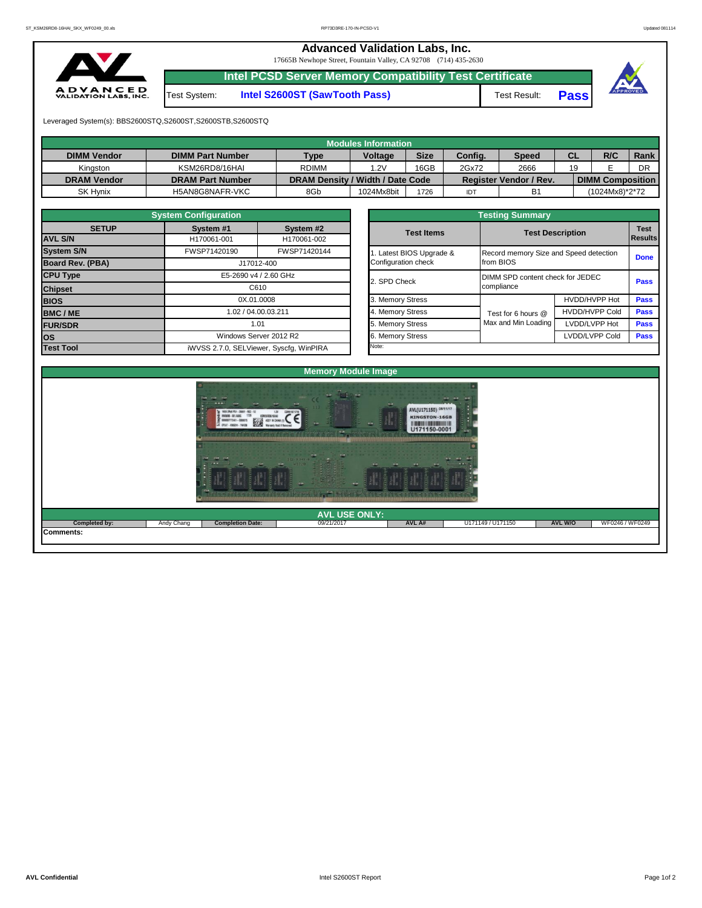# Advanced Validation Labs, Inc.

17665B Newhope Street, Fountain Valley, CA 92708 (714) 435-2630

## Intel PCSD Server Memory Compatibility Test Certificate

Test System: **Intel S2600ST (SawTooth Pass)** | Test Result: **Pass**

Leveraged System(s): BBS2600STQ,S2600ST,S2600STB,S2600STQ

| Modules Information | | | | | | | | | |
|---|---|---|---|---|---|---|---|---|---|
| **DIMM Vendor** | **DIMM Part Number** | **Type** | **Voltage** | **Size** | **Config.** | **Speed** | **CL** | **R/C** | **Rank** |
| Kingston | KSM26RD8/16HAI | RDIMM | 1.2V | 16GB | 2Gx72 | 2666 | 19 | E | DR |
| **DRAM Vendor** | **DRAM Part Number** | **DRAM Density / Width / Date Code** | | | **Register Vendor / Rev.** | | | **DIMM Composition** | |
| SK Hynix | H5AN8G8NAFR-VKC | 8Gb | 1024Mx8bit | 1726 | IDT | B1 | | (1024Mx8)*2*72 | |

| System Configuration | | |
|---|---|---|
| **SETUP** | **System #1** | **System #2** |
| **AVL S/N** | H170061-001 | H170061-002 |
| **System S/N** | FWSP71420190 | FWSP71420144 |
| **Board Rev. (PBA)** | J17012-400 | |
| **CPU Type** | E5-2690 v4 / 2.60 GHz | |
| **Chipset** | C610 | |
| **BIOS** | 0X.01.0008 | |
| **BMC / ME** | 1.02 / 04.00.03.211 | |
| **FUR/SDR** | 1.01 | |
| **OS** | Windows Server 2012 R2 | |
| **Test Tool** | iWVSS 2.7.0, SELViewer, Syscfg, WinPIRA | |

| Testing Summary | | | |
|---|---|---|---|
| **Test Items** | **Test Description** | | **Test Results** |
| 1. Latest BIOS Upgrade & Configuration check | Record memory Size and Speed detection from BIOS | | **Done** |
| 2. SPD Check | DIMM SPD content check for JEDEC compliance | | **Pass** |
| 3. Memory Stress | Test for 6 hours @ Max and Min Loading | HVDD/HVPP Hot | **Pass** |
| 4. Memory Stress | | HVDD/HVPP Cold | **Pass** |
| 5. Memory Stress | | LVDD/LVPP Hot | **Pass** |
| 6. Memory Stress | | LVDD/LVPP Cold | **Pass** |
| Note: | | | |

### Memory Module Image

### AVL USE ONLY:

| Completed by: | Andy Chang | Completion Date: | 09/21/2017 | AVL A# | U171149 / U171150 | AVL W/O | WF0246 / WF0249 |
|---|---|---|---|---|---|---|---|

**Comments:**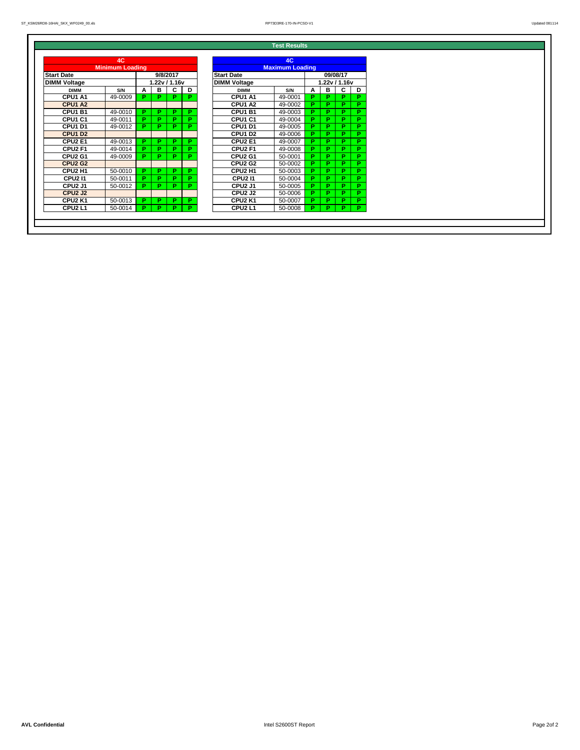## Test Results

| 4C Minimum Loading | | | | | |
|---|---|---|---|---|---|
| **Start Date** | | 9/8/2017 | | | |
| **DIMM Voltage** | | 1.22v / 1.16v | | | |
| **DIMM** | **S/N** | **A** | **B** | **C** | **D** |
| **CPU1 A1** | 49-0009 | P | P | P | P |
| **CPU1 A2** | | | | | |
| **CPU1 B1** | 49-0010 | P | P | P | P |
| **CPU1 C1** | 49-0011 | P | P | P | P |
| **CPU1 D1** | 49-0012 | P | P | P | P |
| **CPU1 D2** | | | | | |
| **CPU2 E1** | 49-0013 | P | P | P | P |
| **CPU2 F1** | 49-0014 | P | P | P | P |
| **CPU2 G1** | 49-0009 | P | P | P | P |
| **CPU2 G2** | | | | | |
| **CPU2 H1** | 50-0010 | P | P | P | P |
| **CPU2 I1** | 50-0011 | P | P | P | P |
| **CPU2 J1** | 50-0012 | P | P | P | P |
| **CPU2 J2** | | | | | |
| **CPU2 K1** | 50-0013 | P | P | P | P |
| **CPU2 L1** | 50-0014 | P | P | P | P |

| 4C Maximum Loading | | | | | |
|---|---|---|---|---|---|
| **Start Date** | | 09/08/17 | | | |
| **DIMM Voltage** | | 1.22v / 1.16v | | | |
| **DIMM** | **S/N** | **A** | **B** | **C** | **D** |
| **CPU1 A1** | 49-0001 | P | P | P | P |
| **CPU1 A2** | 49-0002 | P | P | P | P |
| **CPU1 B1** | 49-0003 | P | P | P | P |
| **CPU1 C1** | 49-0004 | P | P | P | P |
| **CPU1 D1** | 49-0005 | P | P | P | P |
| **CPU1 D2** | 49-0006 | P | P | P | P |
| **CPU2 E1** | 49-0007 | P | P | P | P |
| **CPU2 F1** | 49-0008 | P | P | P | P |
| **CPU2 G1** | 50-0001 | P | P | P | P |
| **CPU2 G2** | 50-0002 | P | P | P | P |
| **CPU2 H1** | 50-0003 | P | P | P | P |
| **CPU2 I1** | 50-0004 | P | P | P | P |
| **CPU2 J1** | 50-0005 | P | P | P | P |
| **CPU2 J2** | 50-0006 | P | P | P | P |
| **CPU2 K1** | 50-0007 | P | P | P | P |
| **CPU2 L1** | 50-0008 | P | P | P | P |